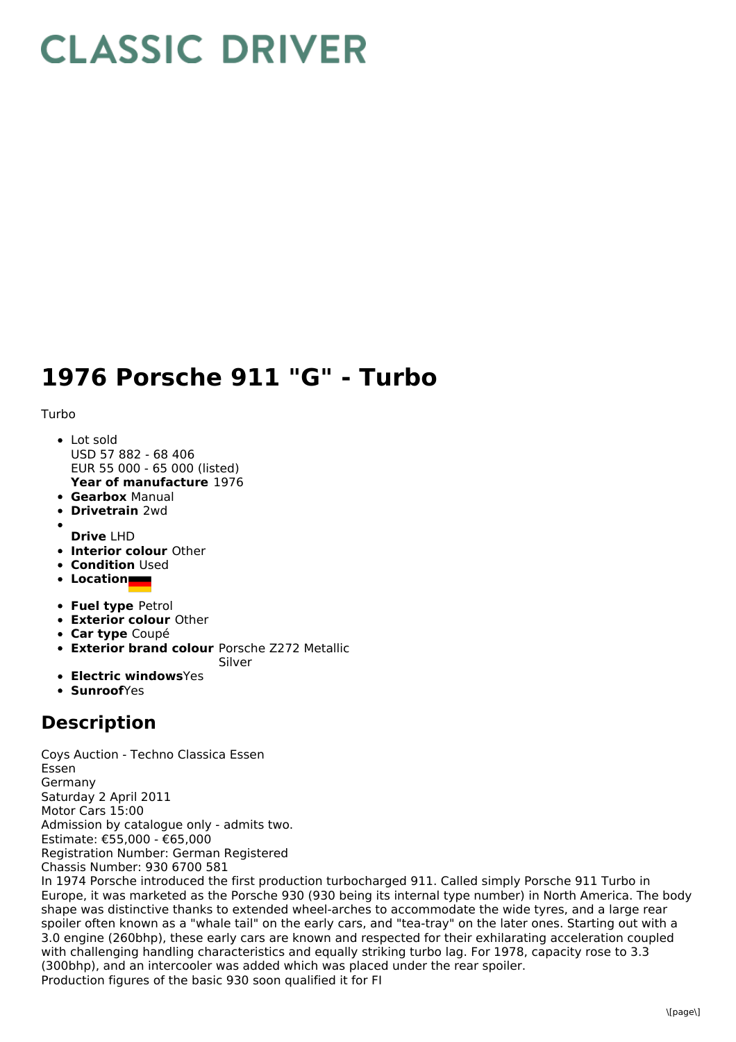# CLASSIC DRIVER

# 1976 Porsche 911 "G" - Turbo

Turbo

- Lot sold
  USD 57 882 - 68 406
  EUR 55 000 - 65 000 (listed)
  **Year of manufacture** 1976
- **Gearbox** Manual
- **Drivetrain** 2wd
- **Drive** LHD
- **Interior colour** Other
- **Condition** Used
- **Location**
- **Fuel type** Petrol
- **Exterior colour** Other
- **Car type** Coupé
- **Exterior brand colour** Porsche Z272 Metallic Silver
- **Electric windows** Yes
- **Sunroof** Yes

## Description

Coys Auction - Techno Classica Essen
Essen
Germany
Saturday 2 April 2011
Motor Cars 15:00
Admission by catalogue only - admits two.
Estimate: €55,000 - €65,000
Registration Number: German Registered
Chassis Number: 930 6700 581
In 1974 Porsche introduced the first production turbocharged 911. Called simply Porsche 911 Turbo in Europe, it was marketed as the Porsche 930 (930 being its internal type number) in North America. The body shape was distinctive thanks to extended wheel-arches to accommodate the wide tyres, and a large rear spoiler often known as a "whale tail" on the early cars, and "tea-tray" on the later ones. Starting out with a 3.0 engine (260bhp), these early cars are known and respected for their exhilarating acceleration coupled with challenging handling characteristics and equally striking turbo lag. For 1978, capacity rose to 3.3 (300bhp), and an intercooler was added which was placed under the rear spoiler.
Production figures of the basic 930 soon qualified it for FI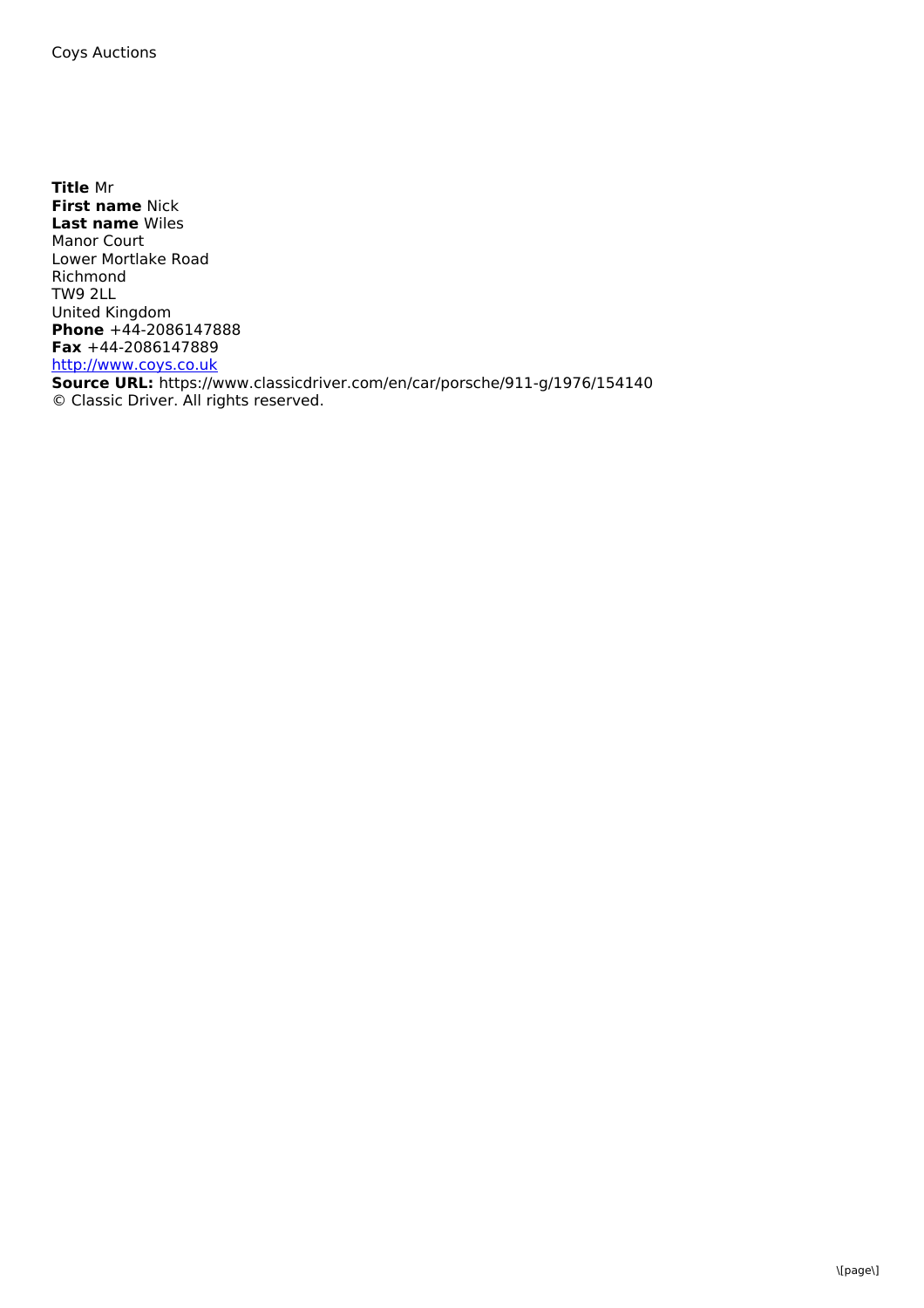Coys Auctions

**Title** Mr
**First name** Nick
**Last name** Wiles
Manor Court
Lower Mortlake Road
Richmond
TW9 2LL
United Kingdom
**Phone** +44-2086147888
**Fax** +44-2086147889
[http://www.coys.co.uk](http://www.coys.co.uk)
**Source URL:** https://www.classicdriver.com/en/car/porsche/911-g/1976/154140
© Classic Driver. All rights reserved.